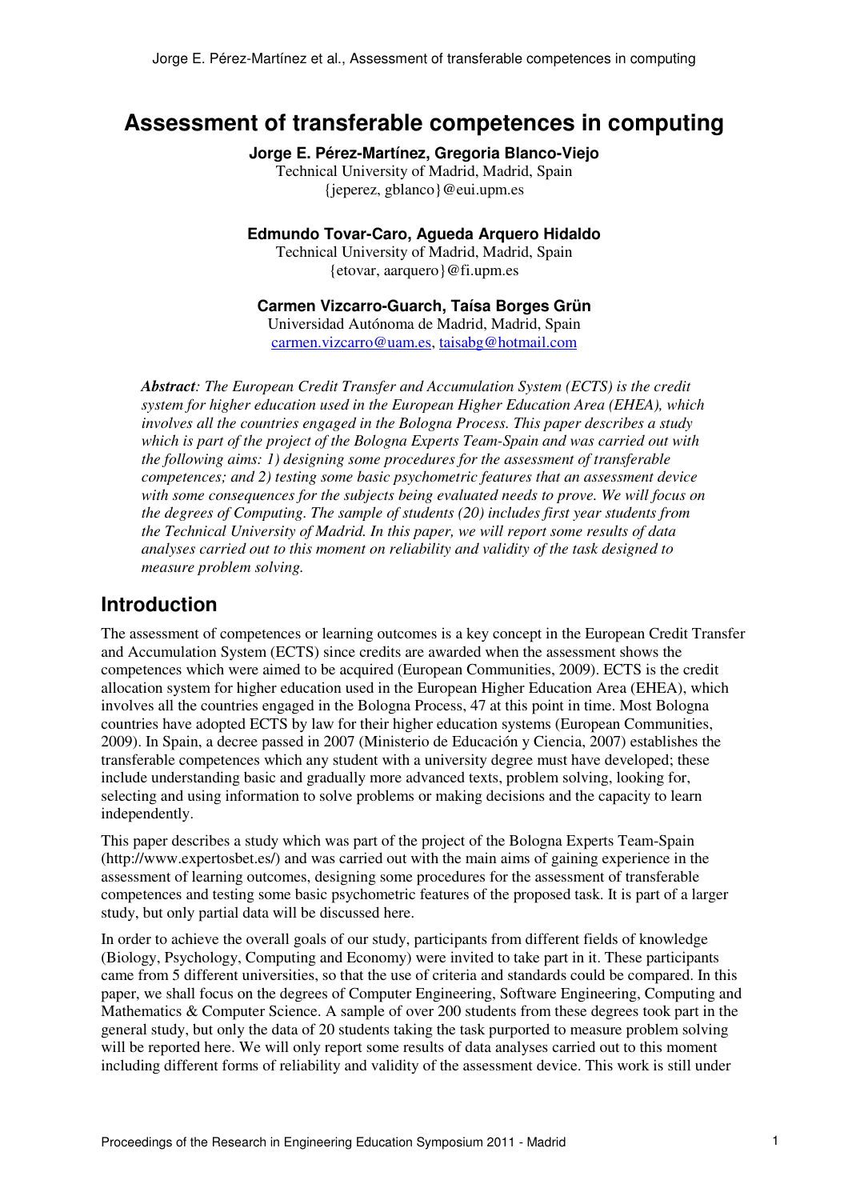# Assessment of transferable competences in computing

**Jorge E. Pérez-Martínez, Gregoria Blanco-Viejo**
Technical University of Madrid, Madrid, Spain
{jeperez, gblanco}@eui.upm.es

**Edmundo Tovar-Caro, Agueda Arquero Hidaldo**
Technical University of Madrid, Madrid, Spain
{etovar, aarquero}@fi.upm.es

**Carmen Vizcarro-Guarch, Taísa Borges Grün**
Universidad Autónoma de Madrid, Madrid, Spain
carmen.vizcarro@uam.es, taisabg@hotmail.com

***Abstract****: The European Credit Transfer and Accumulation System (ECTS) is the credit system for higher education used in the European Higher Education Area (EHEA), which involves all the countries engaged in the Bologna Process. This paper describes a study which is part of the project of the Bologna Experts Team-Spain and was carried out with the following aims: 1) designing some procedures for the assessment of transferable competences; and 2) testing some basic psychometric features that an assessment device with some consequences for the subjects being evaluated needs to prove. We will focus on the degrees of Computing. The sample of students (20) includes first year students from the Technical University of Madrid. In this paper, we will report some results of data analyses carried out to this moment on reliability and validity of the task designed to measure problem solving.*

## Introduction

The assessment of competences or learning outcomes is a key concept in the European Credit Transfer and Accumulation System (ECTS) since credits are awarded when the assessment shows the competences which were aimed to be acquired (European Communities, 2009). ECTS is the credit allocation system for higher education used in the European Higher Education Area (EHEA), which involves all the countries engaged in the Bologna Process, 47 at this point in time. Most Bologna countries have adopted ECTS by law for their higher education systems (European Communities, 2009). In Spain, a decree passed in 2007 (Ministerio de Educación y Ciencia, 2007) establishes the transferable competences which any student with a university degree must have developed; these include understanding basic and gradually more advanced texts, problem solving, looking for, selecting and using information to solve problems or making decisions and the capacity to learn independently.

This paper describes a study which was part of the project of the Bologna Experts Team-Spain (http://www.expertosbet.es/) and was carried out with the main aims of gaining experience in the assessment of learning outcomes, designing some procedures for the assessment of transferable competences and testing some basic psychometric features of the proposed task. It is part of a larger study, but only partial data will be discussed here.

In order to achieve the overall goals of our study, participants from different fields of knowledge (Biology, Psychology, Computing and Economy) were invited to take part in it. These participants came from 5 different universities, so that the use of criteria and standards could be compared. In this paper, we shall focus on the degrees of Computer Engineering, Software Engineering, Computing and Mathematics & Computer Science. A sample of over 200 students from these degrees took part in the general study, but only the data of 20 students taking the task purported to measure problem solving will be reported here. We will only report some results of data analyses carried out to this moment including different forms of reliability and validity of the assessment device. This work is still under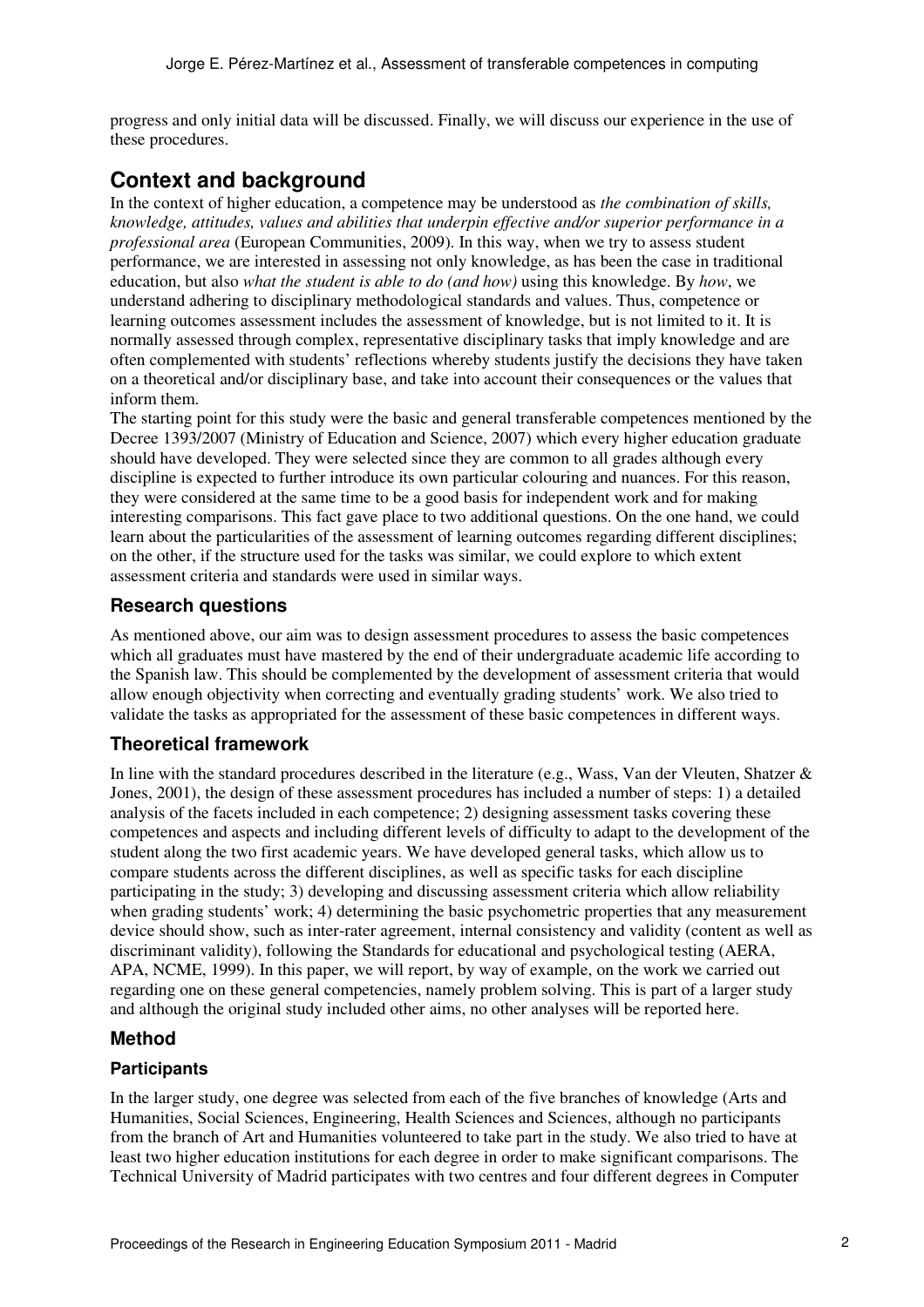progress and only initial data will be discussed. Finally, we will discuss our experience in the use of these procedures.

## Context and background

In the context of higher education, a competence may be understood as *the combination of skills, knowledge, attitudes, values and abilities that underpin effective and/or superior performance in a professional area* (European Communities, 2009). In this way, when we try to assess student performance, we are interested in assessing not only knowledge, as has been the case in traditional education, but also *what the student is able to do (and how)* using this knowledge. By *how*, we understand adhering to disciplinary methodological standards and values. Thus, competence or learning outcomes assessment includes the assessment of knowledge, but is not limited to it. It is normally assessed through complex, representative disciplinary tasks that imply knowledge and are often complemented with students' reflections whereby students justify the decisions they have taken on a theoretical and/or disciplinary base, and take into account their consequences or the values that inform them.

The starting point for this study were the basic and general transferable competences mentioned by the Decree 1393/2007 (Ministry of Education and Science, 2007) which every higher education graduate should have developed. They were selected since they are common to all grades although every discipline is expected to further introduce its own particular colouring and nuances. For this reason, they were considered at the same time to be a good basis for independent work and for making interesting comparisons. This fact gave place to two additional questions. On the one hand, we could learn about the particularities of the assessment of learning outcomes regarding different disciplines; on the other, if the structure used for the tasks was similar, we could explore to which extent assessment criteria and standards were used in similar ways.

### Research questions

As mentioned above, our aim was to design assessment procedures to assess the basic competences which all graduates must have mastered by the end of their undergraduate academic life according to the Spanish law. This should be complemented by the development of assessment criteria that would allow enough objectivity when correcting and eventually grading students' work. We also tried to validate the tasks as appropriated for the assessment of these basic competences in different ways.

### Theoretical framework

In line with the standard procedures described in the literature (e.g., Wass, Van der Vleuten, Shatzer & Jones, 2001), the design of these assessment procedures has included a number of steps: 1) a detailed analysis of the facets included in each competence; 2) designing assessment tasks covering these competences and aspects and including different levels of difficulty to adapt to the development of the student along the two first academic years. We have developed general tasks, which allow us to compare students across the different disciplines, as well as specific tasks for each discipline participating in the study; 3) developing and discussing assessment criteria which allow reliability when grading students' work; 4) determining the basic psychometric properties that any measurement device should show, such as inter-rater agreement, internal consistency and validity (content as well as discriminant validity), following the Standards for educational and psychological testing (AERA, APA, NCME, 1999). In this paper, we will report, by way of example, on the work we carried out regarding one on these general competencies, namely problem solving. This is part of a larger study and although the original study included other aims, no other analyses will be reported here.

### Method

#### Participants

In the larger study, one degree was selected from each of the five branches of knowledge (Arts and Humanities, Social Sciences, Engineering, Health Sciences and Sciences, although no participants from the branch of Art and Humanities volunteered to take part in the study. We also tried to have at least two higher education institutions for each degree in order to make significant comparisons. The Technical University of Madrid participates with two centres and four different degrees in Computer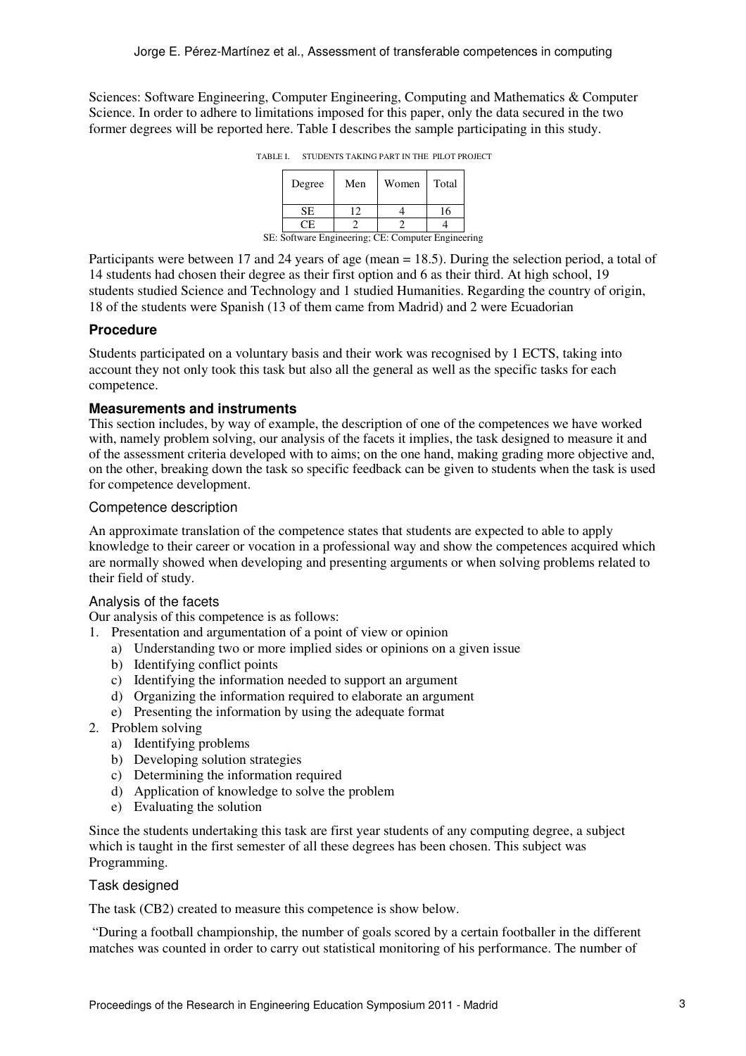Sciences: Software Engineering, Computer Engineering, Computing and Mathematics & Computer Science. In order to adhere to limitations imposed for this paper, only the data secured in the two former degrees will be reported here. Table I describes the sample participating in this study.

TABLE I. STUDENTS TAKING PART IN THE PILOT PROJECT

| Degree | Men | Women | Total |
|---|---|---|---|
| SE | 12 | 4 | 16 |
| CE | 2 | 2 | 4 |

SE: Software Engineering; CE: Computer Engineering

Participants were between 17 and 24 years of age (mean = 18.5). During the selection period, a total of 14 students had chosen their degree as their first option and 6 as their third. At high school, 19 students studied Science and Technology and 1 studied Humanities. Regarding the country of origin, 18 of the students were Spanish (13 of them came from Madrid) and 2 were Ecuadorian

### Procedure

Students participated on a voluntary basis and their work was recognised by 1 ECTS, taking into account they not only took this task but also all the general as well as the specific tasks for each competence.

### Measurements and instruments

This section includes, by way of example, the description of one of the competences we have worked with, namely problem solving, our analysis of the facets it implies, the task designed to measure it and of the assessment criteria developed with to aims; on the one hand, making grading more objective and, on the other, breaking down the task so specific feedback can be given to students when the task is used for competence development.

#### Competence description

An approximate translation of the competence states that students are expected to able to apply knowledge to their career or vocation in a professional way and show the competences acquired which are normally showed when developing and presenting arguments or when solving problems related to their field of study.

#### Analysis of the facets

Our analysis of this competence is as follows:

1. Presentation and argumentation of a point of view or opinion
   a) Understanding two or more implied sides or opinions on a given issue
   b) Identifying conflict points
   c) Identifying the information needed to support an argument
   d) Organizing the information required to elaborate an argument
   e) Presenting the information by using the adequate format
2. Problem solving
   a) Identifying problems
   b) Developing solution strategies
   c) Determining the information required
   d) Application of knowledge to solve the problem
   e) Evaluating the solution

Since the students undertaking this task are first year students of any computing degree, a subject which is taught in the first semester of all these degrees has been chosen. This subject was Programming.

#### Task designed

The task (CB2) created to measure this competence is show below.

"During a football championship, the number of goals scored by a certain footballer in the different matches was counted in order to carry out statistical monitoring of his performance. The number of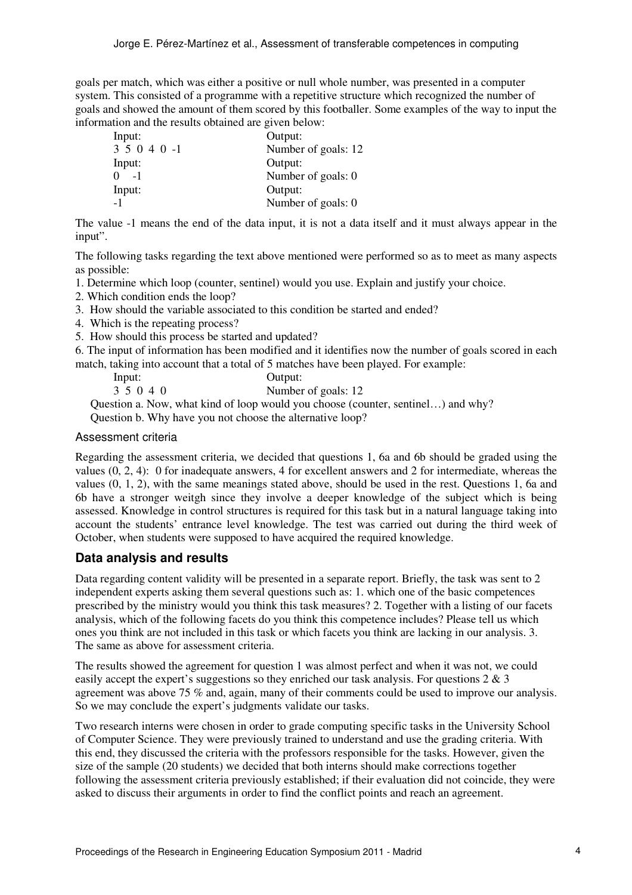goals per match, which was either a positive or null whole number, was presented in a computer system. This consisted of a programme with a repetitive structure which recognized the number of goals and showed the amount of them scored by this footballer. Some examples of the way to input the information and the results obtained are given below:

| Input: | Output: |
|---|---|
| 3 5 0 4 0 -1 | Number of goals: 12 |
| Input: | Output: |
| 0 -1 | Number of goals: 0 |
| Input: | Output: |
| -1 | Number of goals: 0 |

The value -1 means the end of the data input, it is not a data itself and it must always appear in the input".

The following tasks regarding the text above mentioned were performed so as to meet as many aspects as possible:

1. Determine which loop (counter, sentinel) would you use. Explain and justify your choice.
2. Which condition ends the loop?
3. How should the variable associated to this condition be started and ended?
4. Which is the repeating process?
5. How should this process be started and updated?
6. The input of information has been modified and it identifies now the number of goals scored in each match, taking into account that a total of 5 matches have been played. For example:

| Input: | Output: |
|---|---|
| 3 5 0 4 0 | Number of goals: 12 |

Question a. Now, what kind of loop would you choose (counter, sentinel…) and why?
Question b. Why have you not choose the alternative loop?

### Assessment criteria

Regarding the assessment criteria, we decided that questions 1, 6a and 6b should be graded using the values (0, 2, 4): 0 for inadequate answers, 4 for excellent answers and 2 for intermediate, whereas the values (0, 1, 2), with the same meanings stated above, should be used in the rest. Questions 1, 6a and 6b have a stronger weitgh since they involve a deeper knowledge of the subject which is being assessed. Knowledge in control structures is required for this task but in a natural language taking into account the students' entrance level knowledge. The test was carried out during the third week of October, when students were supposed to have acquired the required knowledge.

## Data analysis and results

Data regarding content validity will be presented in a separate report. Briefly, the task was sent to 2 independent experts asking them several questions such as: 1. which one of the basic competences prescribed by the ministry would you think this task measures? 2. Together with a listing of our facets analysis, which of the following facets do you think this competence includes? Please tell us which ones you think are not included in this task or which facets you think are lacking in our analysis. 3. The same as above for assessment criteria.

The results showed the agreement for question 1 was almost perfect and when it was not, we could easily accept the expert's suggestions so they enriched our task analysis. For questions 2 & 3 agreement was above 75 % and, again, many of their comments could be used to improve our analysis. So we may conclude the expert's judgments validate our tasks.

Two research interns were chosen in order to grade computing specific tasks in the University School of Computer Science. They were previously trained to understand and use the grading criteria. With this end, they discussed the criteria with the professors responsible for the tasks. However, given the size of the sample (20 students) we decided that both interns should make corrections together following the assessment criteria previously established; if their evaluation did not coincide, they were asked to discuss their arguments in order to find the conflict points and reach an agreement.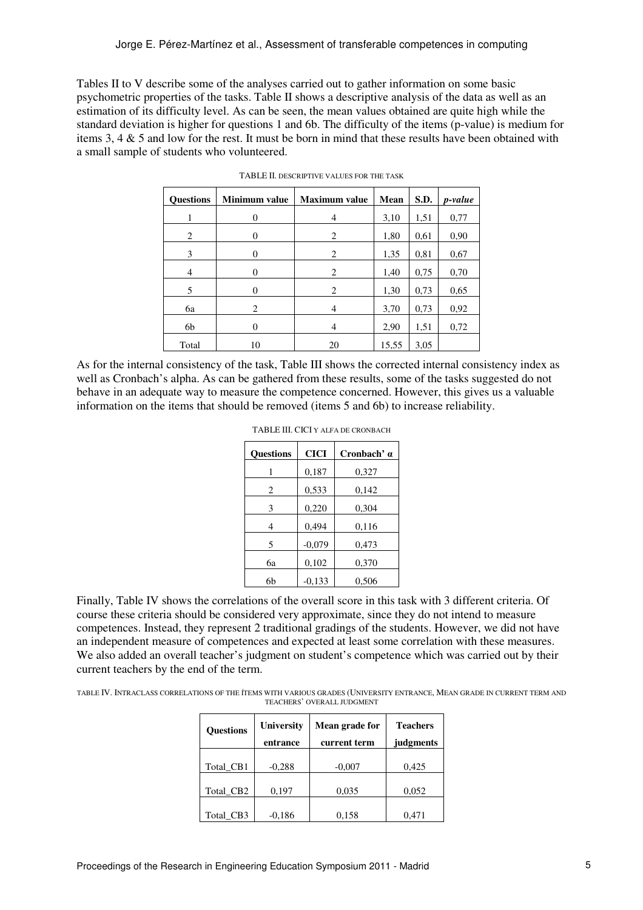Tables II to V describe some of the analyses carried out to gather information on some basic psychometric properties of the tasks. Table II shows a descriptive analysis of the data as well as an estimation of its difficulty level. As can be seen, the mean values obtained are quite high while the standard deviation is higher for questions 1 and 6b. The difficulty of the items (p-value) is medium for items 3, 4 & 5 and low for the rest. It must be born in mind that these results have been obtained with a small sample of students who volunteered.

TABLE II. DESCRIPTIVE VALUES FOR THE TASK

| Questions | Minimum value | Maximum value | Mean | S.D. | *p-value* |
|---|---|---|---|---|---|
| 1 | 0 | 4 | 3,10 | 1,51 | 0,77 |
| 2 | 0 | 2 | 1,80 | 0,61 | 0,90 |
| 3 | 0 | 2 | 1,35 | 0,81 | 0,67 |
| 4 | 0 | 2 | 1,40 | 0,75 | 0,70 |
| 5 | 0 | 2 | 1,30 | 0,73 | 0,65 |
| 6a | 2 | 4 | 3,70 | 0,73 | 0,92 |
| 6b | 0 | 4 | 2,90 | 1,51 | 0,72 |
| Total | 10 | 20 | 15,55 | 3,05 | |

As for the internal consistency of the task, Table III shows the corrected internal consistency index as well as Cronbach's alpha. As can be gathered from these results, some of the tasks suggested do not behave in an adequate way to measure the competence concerned. However, this gives us a valuable information on the items that should be removed (items 5 and 6b) to increase reliability.

TABLE III. CICI Y ALFA DE CRONBACH

| Questions | CICI | Cronbach' α |
|---|---|---|
| 1 | 0,187 | 0,327 |
| 2 | 0,533 | 0,142 |
| 3 | 0,220 | 0,304 |
| 4 | 0,494 | 0,116 |
| 5 | -0,079 | 0,473 |
| 6a | 0,102 | 0,370 |
| 6b | -0,133 | 0,506 |

Finally, Table IV shows the correlations of the overall score in this task with 3 different criteria. Of course these criteria should be considered very approximate, since they do not intend to measure competences. Instead, they represent 2 traditional gradings of the students. However, we did not have an independent measure of competences and expected at least some correlation with these measures. We also added an overall teacher's judgment on student's competence which was carried out by their current teachers by the end of the term.

TABLE IV. INTRACLASS CORRELATIONS OF THE ÍTEMS WITH VARIOUS GRADES (UNIVERSITY ENTRANCE, MEAN GRADE IN CURRENT TERM AND TEACHERS' OVERALL JUDGMENT

| Questions | University entrance | Mean grade for current term | Teachers judgments |
|---|---|---|---|
| Total_CB1 | -0,288 | -0,007 | 0,425 |
| Total_CB2 | 0,197 | 0,035 | 0,052 |
| Total_CB3 | -0,186 | 0,158 | 0,471 |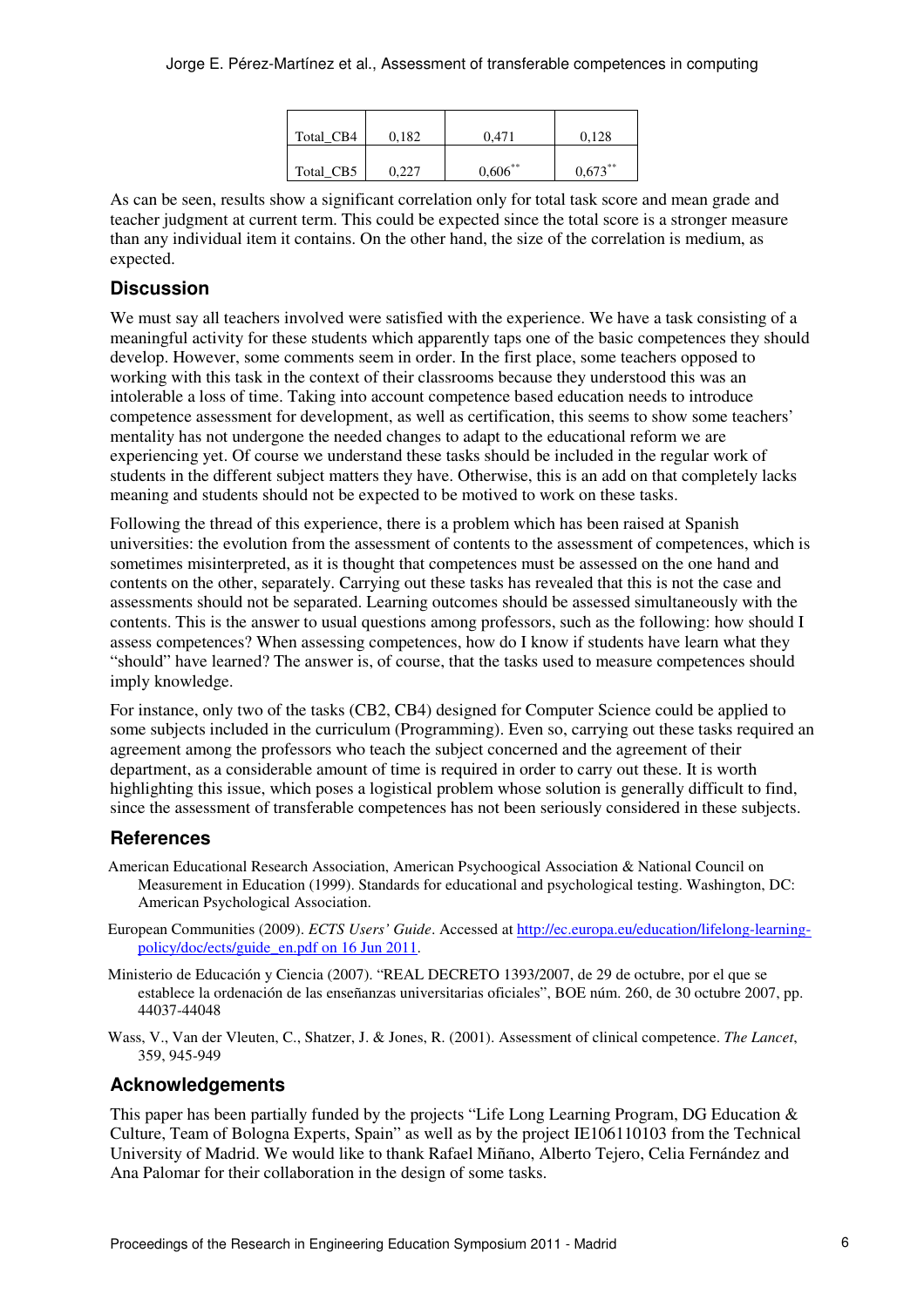| | | | |
|---|---|---|---|
| Total_CB4 | 0,182 | 0,471 | 0,128 |
| Total_CB5 | 0,227 | 0,606** | 0,673** |

As can be seen, results show a significant correlation only for total task score and mean grade and teacher judgment at current term. This could be expected since the total score is a stronger measure than any individual item it contains. On the other hand, the size of the correlation is medium, as expected.

## Discussion

We must say all teachers involved were satisfied with the experience. We have a task consisting of a meaningful activity for these students which apparently taps one of the basic competences they should develop. However, some comments seem in order. In the first place, some teachers opposed to working with this task in the context of their classrooms because they understood this was an intolerable a loss of time. Taking into account competence based education needs to introduce competence assessment for development, as well as certification, this seems to show some teachers' mentality has not undergone the needed changes to adapt to the educational reform we are experiencing yet. Of course we understand these tasks should be included in the regular work of students in the different subject matters they have. Otherwise, this is an add on that completely lacks meaning and students should not be expected to be motived to work on these tasks.

Following the thread of this experience, there is a problem which has been raised at Spanish universities: the evolution from the assessment of contents to the assessment of competences, which is sometimes misinterpreted, as it is thought that competences must be assessed on the one hand and contents on the other, separately. Carrying out these tasks has revealed that this is not the case and assessments should not be separated. Learning outcomes should be assessed simultaneously with the contents. This is the answer to usual questions among professors, such as the following: how should I assess competences? When assessing competences, how do I know if students have learn what they "should" have learned? The answer is, of course, that the tasks used to measure competences should imply knowledge.

For instance, only two of the tasks (CB2, CB4) designed for Computer Science could be applied to some subjects included in the curriculum (Programming). Even so, carrying out these tasks required an agreement among the professors who teach the subject concerned and the agreement of their department, as a considerable amount of time is required in order to carry out these. It is worth highlighting this issue, which poses a logistical problem whose solution is generally difficult to find, since the assessment of transferable competences has not been seriously considered in these subjects.

## References

American Educational Research Association, American Psychoogical Association & National Council on Measurement in Education (1999). Standards for educational and psychological testing. Washington, DC: American Psychological Association.

European Communities (2009). *ECTS Users' Guide*. Accessed at http://ec.europa.eu/education/lifelong-learning-policy/doc/ects/guide_en.pdf on 16 Jun 2011.

Ministerio de Educación y Ciencia (2007). "REAL DECRETO 1393/2007, de 29 de octubre, por el que se establece la ordenación de las enseñanzas universitarias oficiales", BOE núm. 260, de 30 octubre 2007, pp. 44037-44048

Wass, V., Van der Vleuten, C., Shatzer, J. & Jones, R. (2001). Assessment of clinical competence. *The Lancet*, 359, 945-949

## Acknowledgements

This paper has been partially funded by the projects "Life Long Learning Program, DG Education & Culture, Team of Bologna Experts, Spain" as well as by the project IE106110103 from the Technical University of Madrid. We would like to thank Rafael Miñano, Alberto Tejero, Celia Fernández and Ana Palomar for their collaboration in the design of some tasks.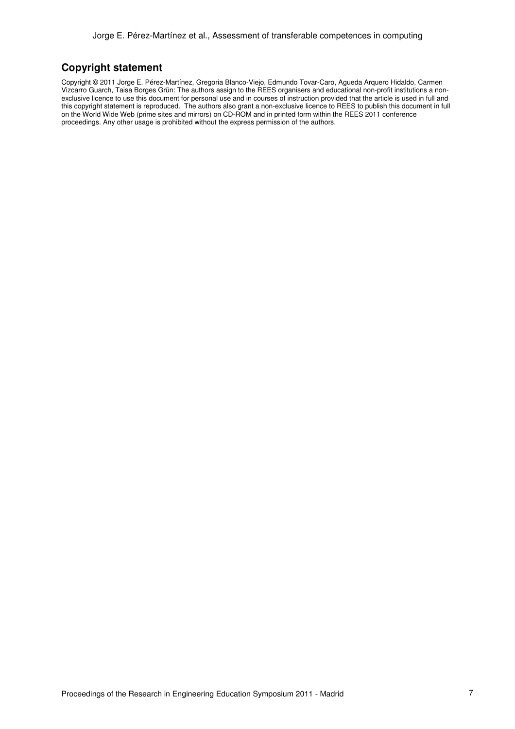## Copyright statement

Copyright © 2011 Jorge E. Pérez-Martínez, Gregoria Blanco-Viejo, Edmundo Tovar-Caro, Agueda Arquero Hidaldo, Carmen Vizcarro Guarch, Taisa Borges Grün: The authors assign to the REES organisers and educational non-profit institutions a non-exclusive licence to use this document for personal use and in courses of instruction provided that the article is used in full and this copyright statement is reproduced. The authors also grant a non-exclusive licence to REES to publish this document in full on the World Wide Web (prime sites and mirrors) on CD-ROM and in printed form within the REES 2011 conference proceedings. Any other usage is prohibited without the express permission of the authors.